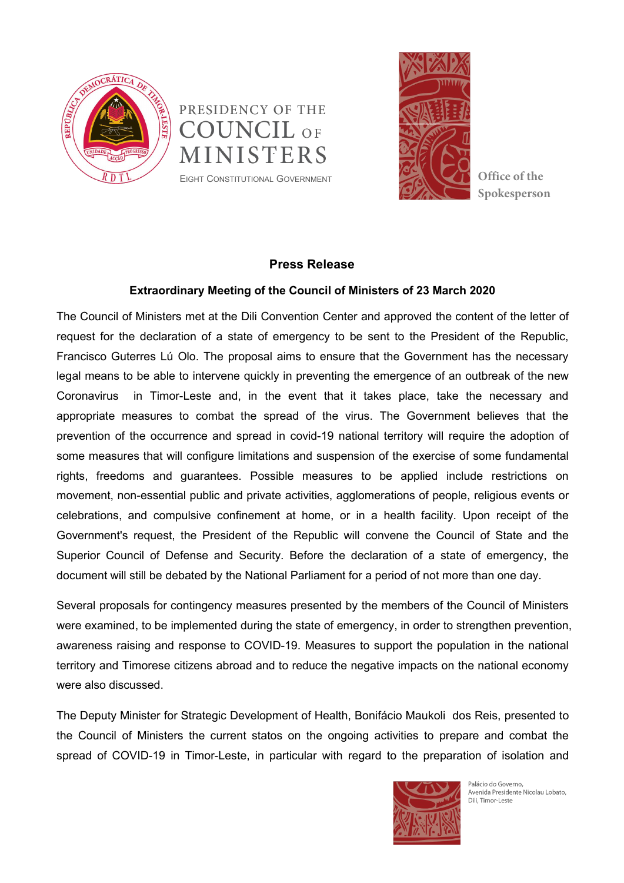PRESIDENCY OF THE COUNCIL OF MINISTERS

EIGHT CONSTITUTIONAL GOVERNMENT

Office of the Spokesperson

## Press Release

### Extraordinary Meeting of the Council of Ministers of 23 March 2020

The Council of Ministers met at the Dili Convention Center and approved the content of the letter of request for the declaration of a state of emergency to be sent to the President of the Republic, Francisco Guterres Lú Olo. The proposal aims to ensure that the Government has the necessary legal means to be able to intervene quickly in preventing the emergence of an outbreak of the new Coronavirus in Timor-Leste and, in the event that it takes place, take the necessary and appropriate measures to combat the spread of the virus. The Government believes that the prevention of the occurrence and spread in covid-19 national territory will require the adoption of some measures that will configure limitations and suspension of the exercise of some fundamental rights, freedoms and guarantees. Possible measures to be applied include restrictions on movement, non-essential public and private activities, agglomerations of people, religious events or celebrations, and compulsive confinement at home, or in a health facility. Upon receipt of the Government's request, the President of the Republic will convene the Council of State and the Superior Council of Defense and Security. Before the declaration of a state of emergency, the document will still be debated by the National Parliament for a period of not more than one day.

Several proposals for contingency measures presented by the members of the Council of Ministers were examined, to be implemented during the state of emergency, in order to strengthen prevention, awareness raising and response to COVID-19. Measures to support the population in the national territory and Timorese citizens abroad and to reduce the negative impacts on the national economy were also discussed.

The Deputy Minister for Strategic Development of Health, Bonifácio Maukoli dos Reis, presented to the Council of Ministers the current statos on the ongoing activities to prepare and combat the spread of COVID-19 in Timor-Leste, in particular with regard to the preparation of isolation and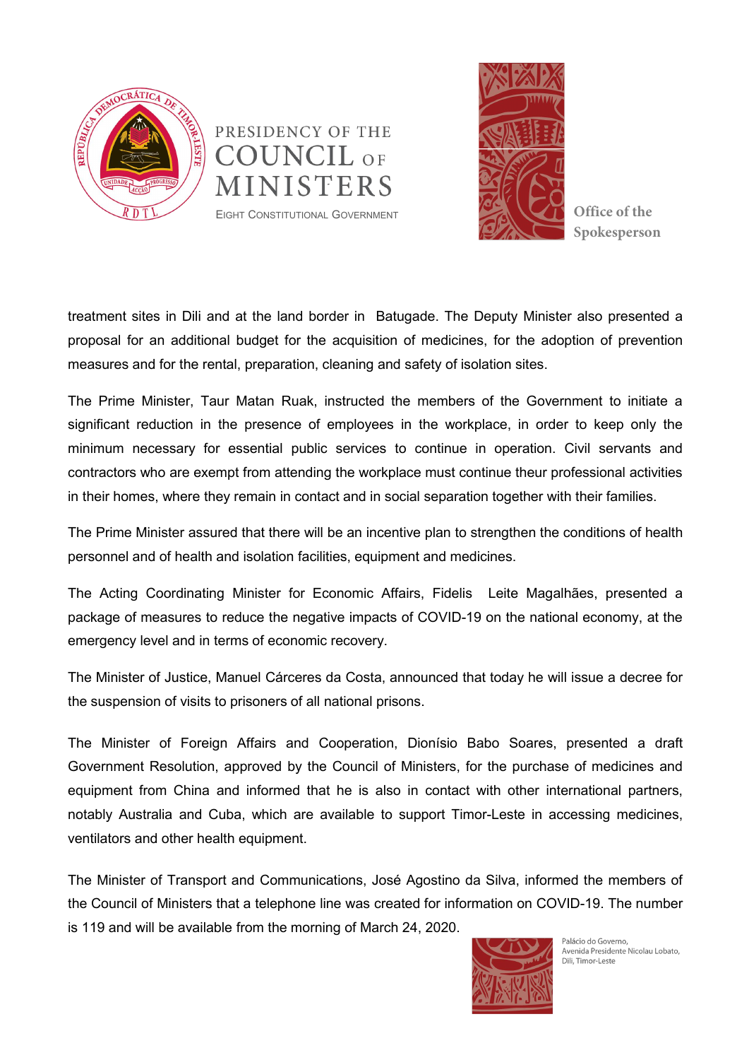treatment sites in Dili and at the land border in Batugade. The Deputy Minister also presented a proposal for an additional budget for the acquisition of medicines, for the adoption of prevention measures and for the rental, preparation, cleaning and safety of isolation sites.

The Prime Minister, Taur Matan Ruak, instructed the members of the Government to initiate a significant reduction in the presence of employees in the workplace, in order to keep only the minimum necessary for essential public services to continue in operation. Civil servants and contractors who are exempt from attending the workplace must continue theur professional activities in their homes, where they remain in contact and in social separation together with their families.

The Prime Minister assured that there will be an incentive plan to strengthen the conditions of health personnel and of health and isolation facilities, equipment and medicines.

The Acting Coordinating Minister for Economic Affairs, Fidelis Leite Magalhães, presented a package of measures to reduce the negative impacts of COVID-19 on the national economy, at the emergency level and in terms of economic recovery.

The Minister of Justice, Manuel Cárceres da Costa, announced that today he will issue a decree for the suspension of visits to prisoners of all national prisons.

The Minister of Foreign Affairs and Cooperation, Dionísio Babo Soares, presented a draft Government Resolution, approved by the Council of Ministers, for the purchase of medicines and equipment from China and informed that he is also in contact with other international partners, notably Australia and Cuba, which are available to support Timor-Leste in accessing medicines, ventilators and other health equipment.

The Minister of Transport and Communications, José Agostino da Silva, informed the members of the Council of Ministers that a telephone line was created for information on COVID-19. The number is 119 and will be available from the morning of March 24, 2020.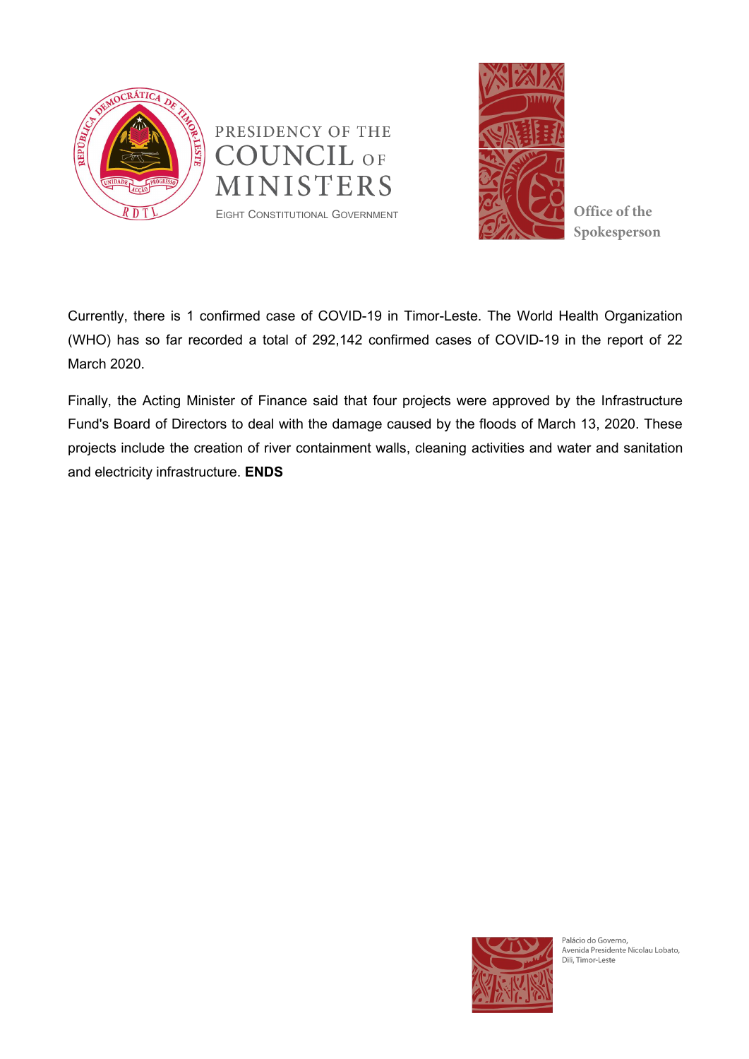Currently, there is 1 confirmed case of COVID-19 in Timor-Leste. The World Health Organization (WHO) has so far recorded a total of 292,142 confirmed cases of COVID-19 in the report of 22 March 2020.

Finally, the Acting Minister of Finance said that four projects were approved by the Infrastructure Fund's Board of Directors to deal with the damage caused by the floods of March 13, 2020. These projects include the creation of river containment walls, cleaning activities and water and sanitation and electricity infrastructure. **ENDS**